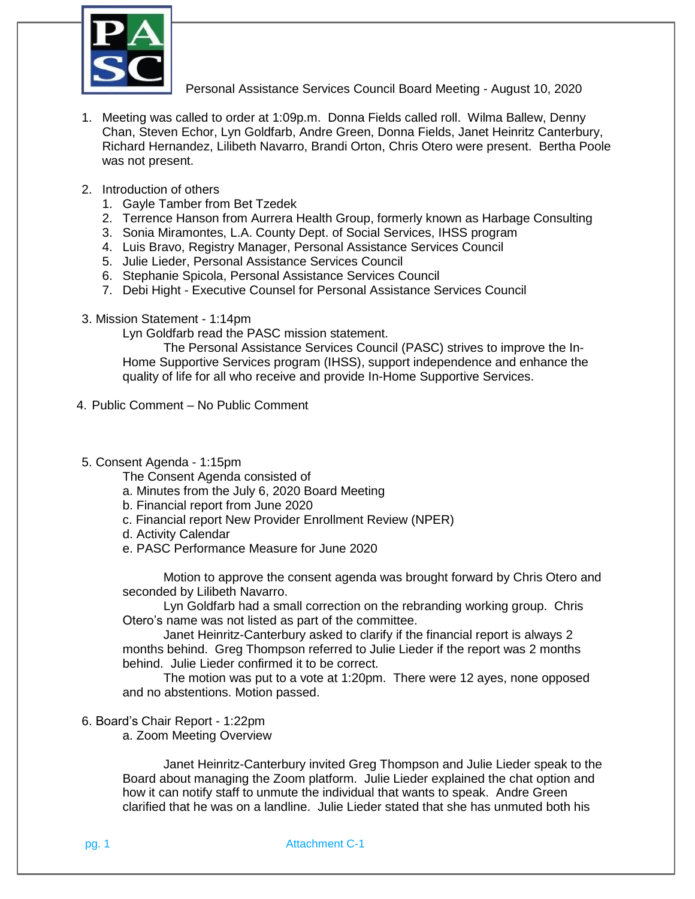# Personal Assistance Services Council Board Meeting - August 10, 2020

1. Meeting was called to order at 1:09p.m. Donna Fields called roll. Wilma Ballew, Denny Chan, Steven Echor, Lyn Goldfarb, Andre Green, Donna Fields, Janet Heinritz Canterbury, Richard Hernandez, Lilibeth Navarro, Brandi Orton, Chris Otero were present. Bertha Poole was not present.

2. Introduction of others
    1. Gayle Tamber from Bet Tzedek
    2. Terrence Hanson from Aurrera Health Group, formerly known as Harbage Consulting
    3. Sonia Miramontes, L.A. County Dept. of Social Services, IHSS program
    4. Luis Bravo, Registry Manager, Personal Assistance Services Council
    5. Julie Lieder, Personal Assistance Services Council
    6. Stephanie Spicola, Personal Assistance Services Council
    7. Debi Hight - Executive Counsel for Personal Assistance Services Council

3. Mission Statement - 1:14pm

   Lyn Goldfarb read the PASC mission statement.

   The Personal Assistance Services Council (PASC) strives to improve the In-Home Supportive Services program (IHSS), support independence and enhance the quality of life for all who receive and provide In-Home Supportive Services.

4. Public Comment – No Public Comment

5. Consent Agenda - 1:15pm

   The Consent Agenda consisted of

   a. Minutes from the July 6, 2020 Board Meeting
   b. Financial report from June 2020
   c. Financial report New Provider Enrollment Review (NPER)
   d. Activity Calendar
   e. PASC Performance Measure for June 2020

   Motion to approve the consent agenda was brought forward by Chris Otero and seconded by Lilibeth Navarro.

   Lyn Goldfarb had a small correction on the rebranding working group. Chris Otero's name was not listed as part of the committee.

   Janet Heinritz-Canterbury asked to clarify if the financial report is always 2 months behind. Greg Thompson referred to Julie Lieder if the report was 2 months behind. Julie Lieder confirmed it to be correct.

   The motion was put to a vote at 1:20pm. There were 12 ayes, none opposed and no abstentions. Motion passed.

6. Board's Chair Report - 1:22pm

   a. Zoom Meeting Overview

   Janet Heinritz-Canterbury invited Greg Thompson and Julie Lieder speak to the Board about managing the Zoom platform. Julie Lieder explained the chat option and how it can notify staff to unmute the individual that wants to speak. Andre Green clarified that he was on a landline. Julie Lieder stated that she has unmuted both his

Attachment C-1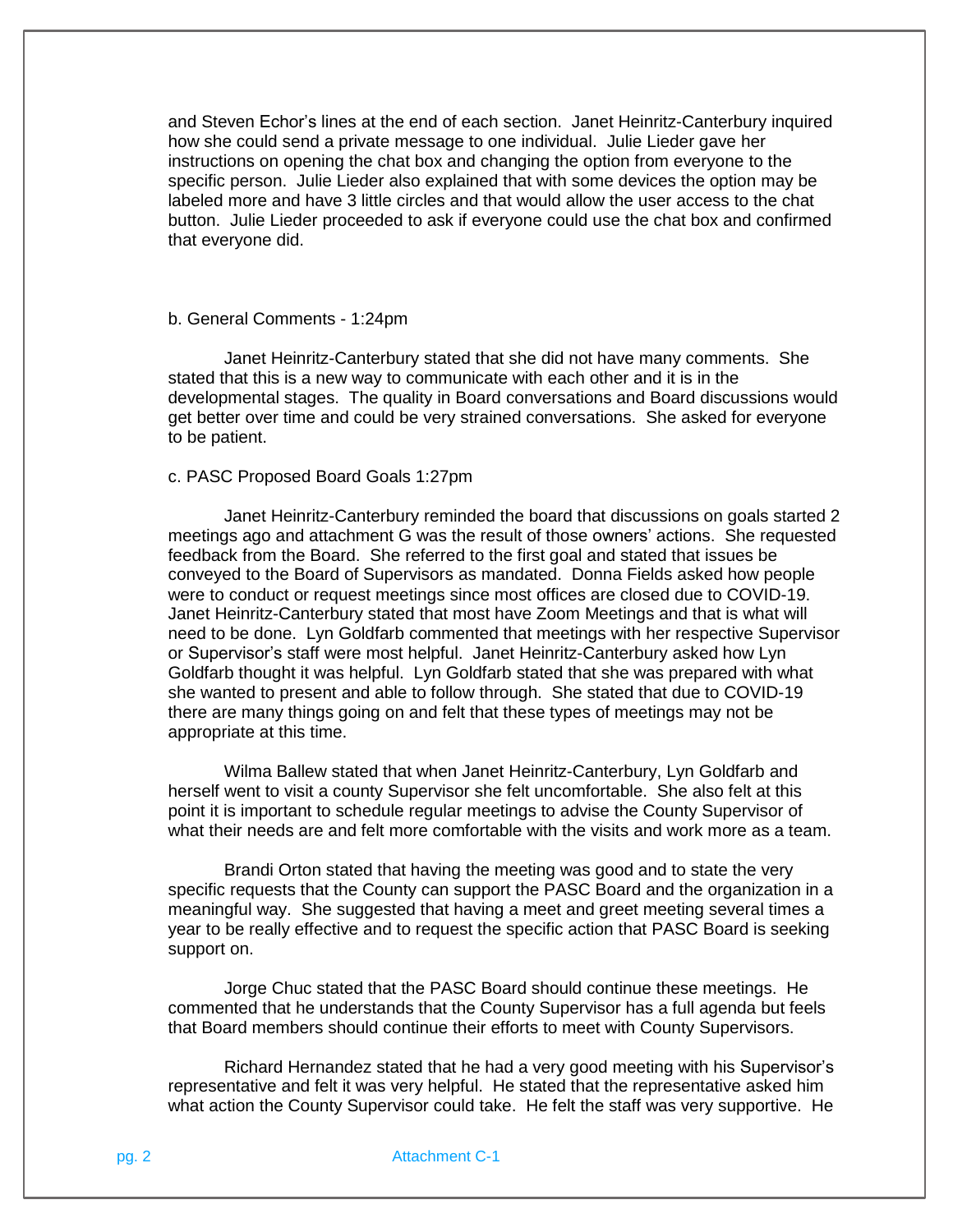and Steven Echor's lines at the end of each section. Janet Heinritz-Canterbury inquired how she could send a private message to one individual. Julie Lieder gave her instructions on opening the chat box and changing the option from everyone to the specific person. Julie Lieder also explained that with some devices the option may be labeled more and have 3 little circles and that would allow the user access to the chat button. Julie Lieder proceeded to ask if everyone could use the chat box and confirmed that everyone did.

b. General Comments - 1:24pm

Janet Heinritz-Canterbury stated that she did not have many comments. She stated that this is a new way to communicate with each other and it is in the developmental stages. The quality in Board conversations and Board discussions would get better over time and could be very strained conversations. She asked for everyone to be patient.

c. PASC Proposed Board Goals 1:27pm

Janet Heinritz-Canterbury reminded the board that discussions on goals started 2 meetings ago and attachment G was the result of those owners' actions. She requested feedback from the Board. She referred to the first goal and stated that issues be conveyed to the Board of Supervisors as mandated. Donna Fields asked how people were to conduct or request meetings since most offices are closed due to COVID-19. Janet Heinritz-Canterbury stated that most have Zoom Meetings and that is what will need to be done. Lyn Goldfarb commented that meetings with her respective Supervisor or Supervisor's staff were most helpful. Janet Heinritz-Canterbury asked how Lyn Goldfarb thought it was helpful. Lyn Goldfarb stated that she was prepared with what she wanted to present and able to follow through. She stated that due to COVID-19 there are many things going on and felt that these types of meetings may not be appropriate at this time.

Wilma Ballew stated that when Janet Heinritz-Canterbury, Lyn Goldfarb and herself went to visit a county Supervisor she felt uncomfortable. She also felt at this point it is important to schedule regular meetings to advise the County Supervisor of what their needs are and felt more comfortable with the visits and work more as a team.

Brandi Orton stated that having the meeting was good and to state the very specific requests that the County can support the PASC Board and the organization in a meaningful way. She suggested that having a meet and greet meeting several times a year to be really effective and to request the specific action that PASC Board is seeking support on.

Jorge Chuc stated that the PASC Board should continue these meetings. He commented that he understands that the County Supervisor has a full agenda but feels that Board members should continue their efforts to meet with County Supervisors.

Richard Hernandez stated that he had a very good meeting with his Supervisor's representative and felt it was very helpful. He stated that the representative asked him what action the County Supervisor could take. He felt the staff was very supportive. He

Attachment C-1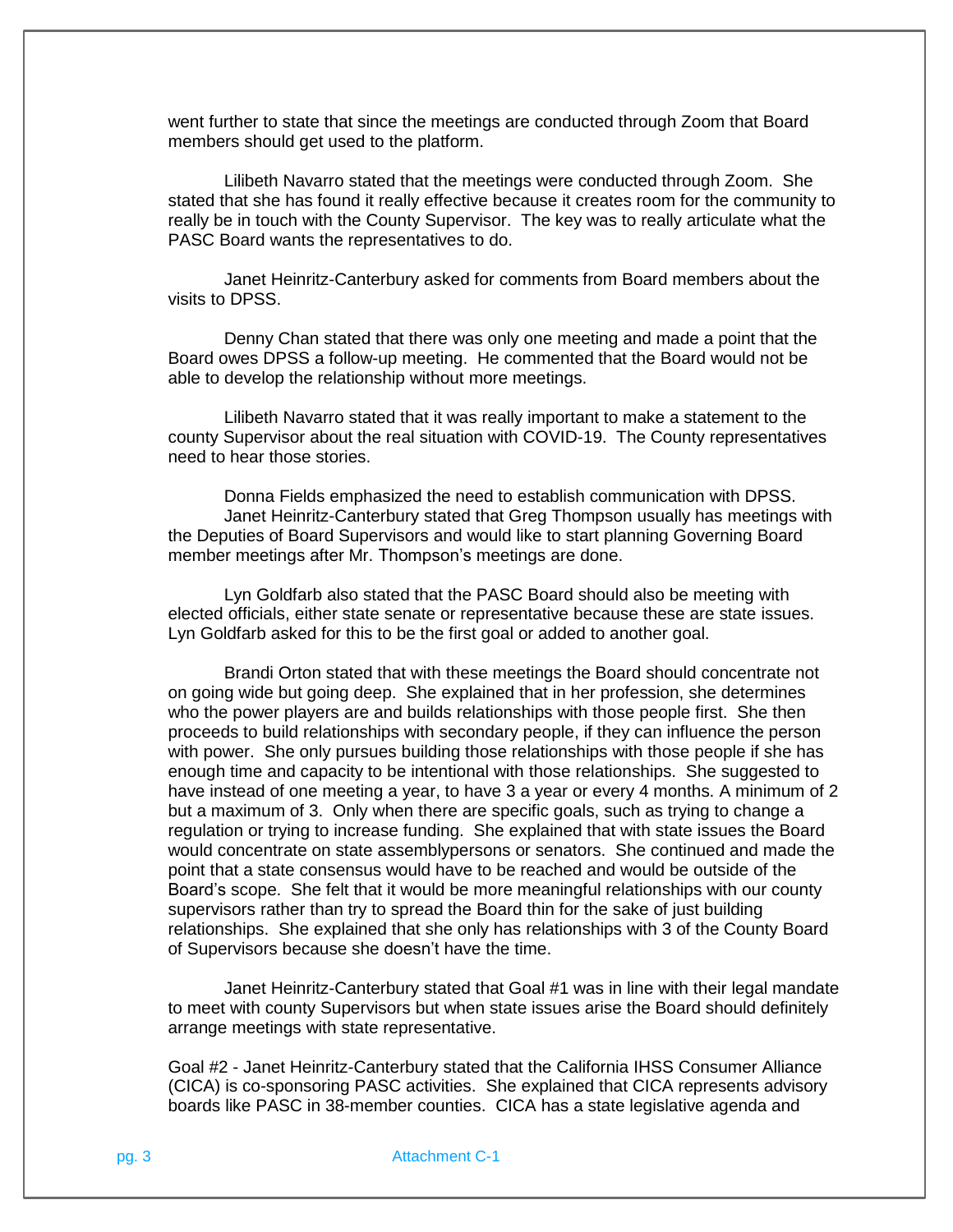went further to state that since the meetings are conducted through Zoom that Board members should get used to the platform.

Lilibeth Navarro stated that the meetings were conducted through Zoom. She stated that she has found it really effective because it creates room for the community to really be in touch with the County Supervisor. The key was to really articulate what the PASC Board wants the representatives to do.

Janet Heinritz-Canterbury asked for comments from Board members about the visits to DPSS.

Denny Chan stated that there was only one meeting and made a point that the Board owes DPSS a follow-up meeting. He commented that the Board would not be able to develop the relationship without more meetings.

Lilibeth Navarro stated that it was really important to make a statement to the county Supervisor about the real situation with COVID-19. The County representatives need to hear those stories.

Donna Fields emphasized the need to establish communication with DPSS.

Janet Heinritz-Canterbury stated that Greg Thompson usually has meetings with the Deputies of Board Supervisors and would like to start planning Governing Board member meetings after Mr. Thompson's meetings are done.

Lyn Goldfarb also stated that the PASC Board should also be meeting with elected officials, either state senate or representative because these are state issues. Lyn Goldfarb asked for this to be the first goal or added to another goal.

Brandi Orton stated that with these meetings the Board should concentrate not on going wide but going deep. She explained that in her profession, she determines who the power players are and builds relationships with those people first. She then proceeds to build relationships with secondary people, if they can influence the person with power. She only pursues building those relationships with those people if she has enough time and capacity to be intentional with those relationships. She suggested to have instead of one meeting a year, to have 3 a year or every 4 months. A minimum of 2 but a maximum of 3. Only when there are specific goals, such as trying to change a regulation or trying to increase funding. She explained that with state issues the Board would concentrate on state assemblypersons or senators. She continued and made the point that a state consensus would have to be reached and would be outside of the Board's scope. She felt that it would be more meaningful relationships with our county supervisors rather than try to spread the Board thin for the sake of just building relationships. She explained that she only has relationships with 3 of the County Board of Supervisors because she doesn't have the time.

Janet Heinritz-Canterbury stated that Goal #1 was in line with their legal mandate to meet with county Supervisors but when state issues arise the Board should definitely arrange meetings with state representative.

Goal #2 - Janet Heinritz-Canterbury stated that the California IHSS Consumer Alliance (CICA) is co-sponsoring PASC activities. She explained that CICA represents advisory boards like PASC in 38-member counties. CICA has a state legislative agenda and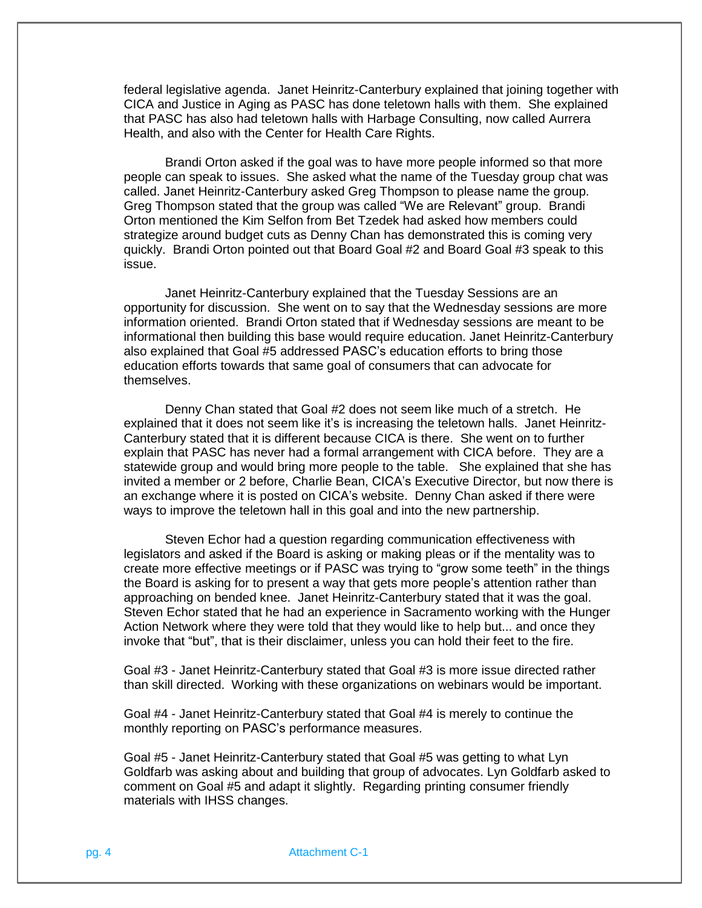federal legislative agenda. Janet Heinritz-Canterbury explained that joining together with CICA and Justice in Aging as PASC has done teletown halls with them. She explained that PASC has also had teletown halls with Harbage Consulting, now called Aurrera Health, and also with the Center for Health Care Rights.

Brandi Orton asked if the goal was to have more people informed so that more people can speak to issues. She asked what the name of the Tuesday group chat was called. Janet Heinritz-Canterbury asked Greg Thompson to please name the group. Greg Thompson stated that the group was called "We are Relevant" group. Brandi Orton mentioned the Kim Selfon from Bet Tzedek had asked how members could strategize around budget cuts as Denny Chan has demonstrated this is coming very quickly. Brandi Orton pointed out that Board Goal #2 and Board Goal #3 speak to this issue.

Janet Heinritz-Canterbury explained that the Tuesday Sessions are an opportunity for discussion. She went on to say that the Wednesday sessions are more information oriented. Brandi Orton stated that if Wednesday sessions are meant to be informational then building this base would require education. Janet Heinritz-Canterbury also explained that Goal #5 addressed PASC's education efforts to bring those education efforts towards that same goal of consumers that can advocate for themselves.

Denny Chan stated that Goal #2 does not seem like much of a stretch. He explained that it does not seem like it's is increasing the teletown halls. Janet Heinritz-Canterbury stated that it is different because CICA is there. She went on to further explain that PASC has never had a formal arrangement with CICA before. They are a statewide group and would bring more people to the table. She explained that she has invited a member or 2 before, Charlie Bean, CICA's Executive Director, but now there is an exchange where it is posted on CICA's website. Denny Chan asked if there were ways to improve the teletown hall in this goal and into the new partnership.

Steven Echor had a question regarding communication effectiveness with legislators and asked if the Board is asking or making pleas or if the mentality was to create more effective meetings or if PASC was trying to "grow some teeth" in the things the Board is asking for to present a way that gets more people's attention rather than approaching on bended knee. Janet Heinritz-Canterbury stated that it was the goal. Steven Echor stated that he had an experience in Sacramento working with the Hunger Action Network where they were told that they would like to help but... and once they invoke that "but", that is their disclaimer, unless you can hold their feet to the fire.

Goal #3 - Janet Heinritz-Canterbury stated that Goal #3 is more issue directed rather than skill directed. Working with these organizations on webinars would be important.

Goal #4 - Janet Heinritz-Canterbury stated that Goal #4 is merely to continue the monthly reporting on PASC's performance measures.

Goal #5 - Janet Heinritz-Canterbury stated that Goal #5 was getting to what Lyn Goldfarb was asking about and building that group of advocates. Lyn Goldfarb asked to comment on Goal #5 and adapt it slightly. Regarding printing consumer friendly materials with IHSS changes.

Attachment C-1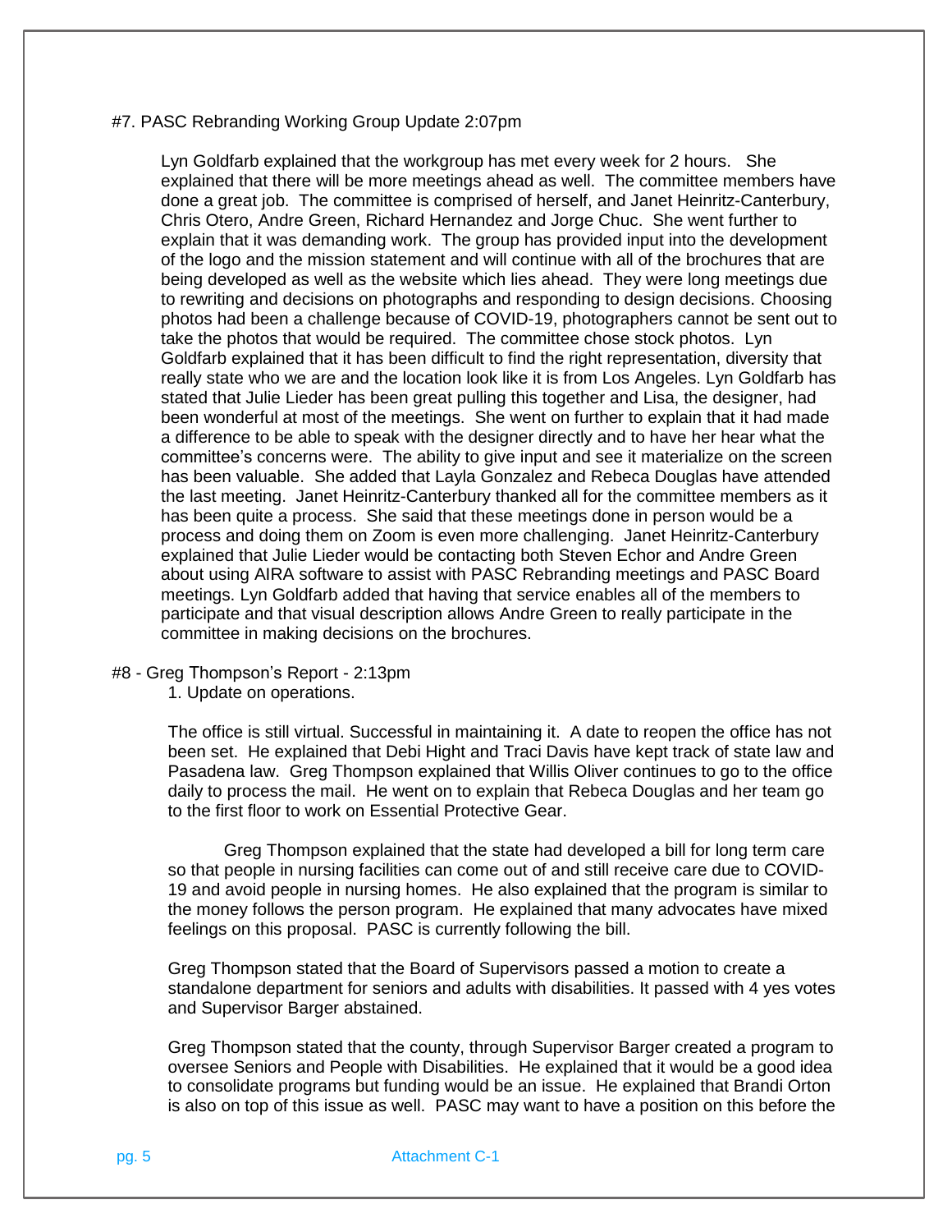#7. PASC Rebranding Working Group Update 2:07pm

Lyn Goldfarb explained that the workgroup has met every week for 2 hours. She explained that there will be more meetings ahead as well. The committee members have done a great job. The committee is comprised of herself, and Janet Heinritz-Canterbury, Chris Otero, Andre Green, Richard Hernandez and Jorge Chuc. She went further to explain that it was demanding work. The group has provided input into the development of the logo and the mission statement and will continue with all of the brochures that are being developed as well as the website which lies ahead. They were long meetings due to rewriting and decisions on photographs and responding to design decisions. Choosing photos had been a challenge because of COVID-19, photographers cannot be sent out to take the photos that would be required. The committee chose stock photos. Lyn Goldfarb explained that it has been difficult to find the right representation, diversity that really state who we are and the location look like it is from Los Angeles. Lyn Goldfarb has stated that Julie Lieder has been great pulling this together and Lisa, the designer, had been wonderful at most of the meetings. She went on further to explain that it had made a difference to be able to speak with the designer directly and to have her hear what the committee's concerns were. The ability to give input and see it materialize on the screen has been valuable. She added that Layla Gonzalez and Rebeca Douglas have attended the last meeting. Janet Heinritz-Canterbury thanked all for the committee members as it has been quite a process. She said that these meetings done in person would be a process and doing them on Zoom is even more challenging. Janet Heinritz-Canterbury explained that Julie Lieder would be contacting both Steven Echor and Andre Green about using AIRA software to assist with PASC Rebranding meetings and PASC Board meetings. Lyn Goldfarb added that having that service enables all of the members to participate and that visual description allows Andre Green to really participate in the committee in making decisions on the brochures.

#8 - Greg Thompson's Report - 2:13pm

1. Update on operations.

The office is still virtual. Successful in maintaining it. A date to reopen the office has not been set. He explained that Debi Hight and Traci Davis have kept track of state law and Pasadena law. Greg Thompson explained that Willis Oliver continues to go to the office daily to process the mail. He went on to explain that Rebeca Douglas and her team go to the first floor to work on Essential Protective Gear.

Greg Thompson explained that the state had developed a bill for long term care so that people in nursing facilities can come out of and still receive care due to COVID-19 and avoid people in nursing homes. He also explained that the program is similar to the money follows the person program. He explained that many advocates have mixed feelings on this proposal. PASC is currently following the bill.

Greg Thompson stated that the Board of Supervisors passed a motion to create a standalone department for seniors and adults with disabilities. It passed with 4 yes votes and Supervisor Barger abstained.

Greg Thompson stated that the county, through Supervisor Barger created a program to oversee Seniors and People with Disabilities. He explained that it would be a good idea to consolidate programs but funding would be an issue. He explained that Brandi Orton is also on top of this issue as well. PASC may want to have a position on this before the

Attachment C-1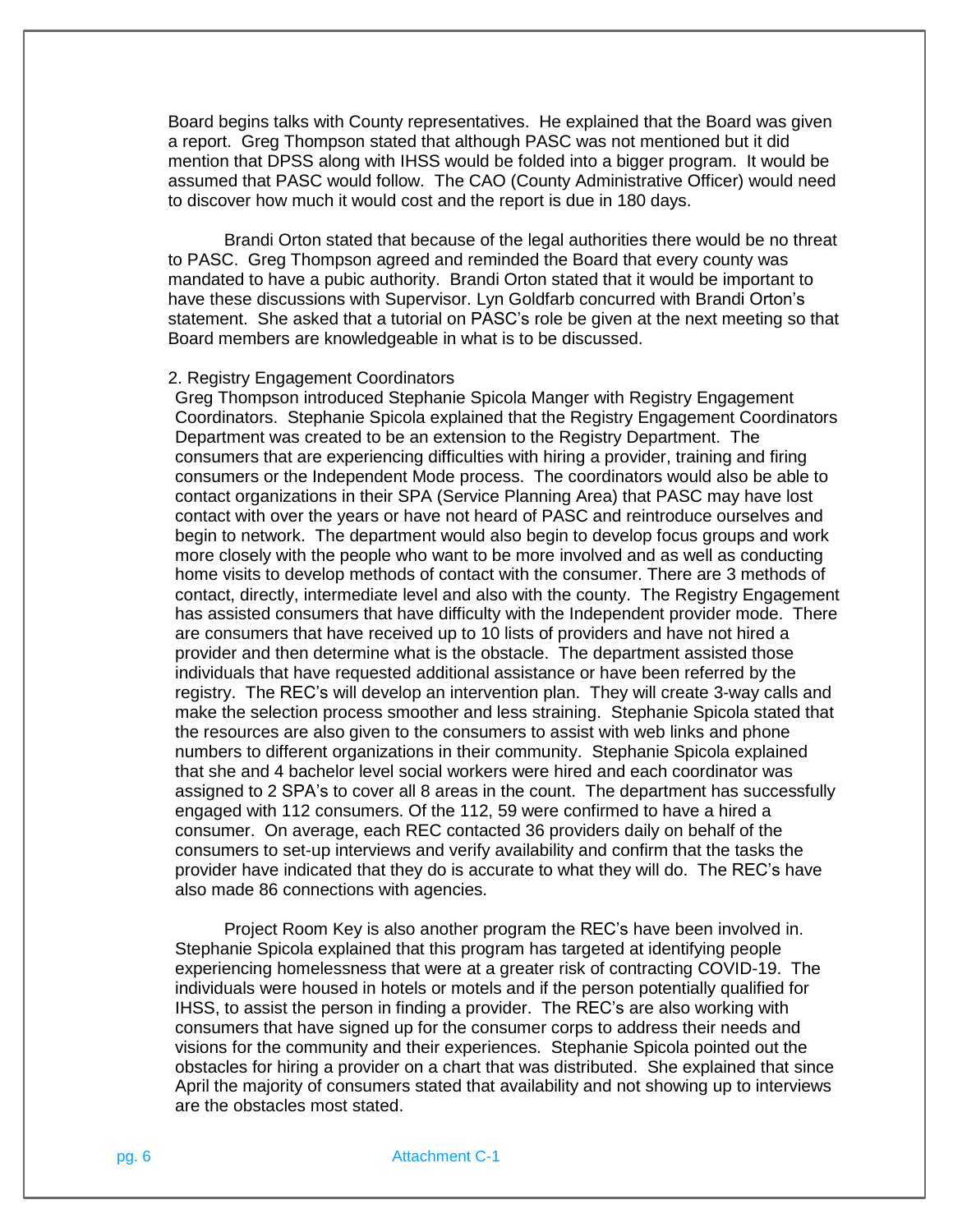Board begins talks with County representatives. He explained that the Board was given a report. Greg Thompson stated that although PASC was not mentioned but it did mention that DPSS along with IHSS would be folded into a bigger program. It would be assumed that PASC would follow. The CAO (County Administrative Officer) would need to discover how much it would cost and the report is due in 180 days.

Brandi Orton stated that because of the legal authorities there would be no threat to PASC. Greg Thompson agreed and reminded the Board that every county was mandated to have a pubic authority. Brandi Orton stated that it would be important to have these discussions with Supervisor. Lyn Goldfarb concurred with Brandi Orton's statement. She asked that a tutorial on PASC's role be given at the next meeting so that Board members are knowledgeable in what is to be discussed.

2. Registry Engagement Coordinators

Greg Thompson introduced Stephanie Spicola Manger with Registry Engagement Coordinators. Stephanie Spicola explained that the Registry Engagement Coordinators Department was created to be an extension to the Registry Department. The consumers that are experiencing difficulties with hiring a provider, training and firing consumers or the Independent Mode process. The coordinators would also be able to contact organizations in their SPA (Service Planning Area) that PASC may have lost contact with over the years or have not heard of PASC and reintroduce ourselves and begin to network. The department would also begin to develop focus groups and work more closely with the people who want to be more involved and as well as conducting home visits to develop methods of contact with the consumer. There are 3 methods of contact, directly, intermediate level and also with the county. The Registry Engagement has assisted consumers that have difficulty with the Independent provider mode. There are consumers that have received up to 10 lists of providers and have not hired a provider and then determine what is the obstacle. The department assisted those individuals that have requested additional assistance or have been referred by the registry. The REC's will develop an intervention plan. They will create 3-way calls and make the selection process smoother and less straining. Stephanie Spicola stated that the resources are also given to the consumers to assist with web links and phone numbers to different organizations in their community. Stephanie Spicola explained that she and 4 bachelor level social workers were hired and each coordinator was assigned to 2 SPA's to cover all 8 areas in the count. The department has successfully engaged with 112 consumers. Of the 112, 59 were confirmed to have a hired a consumer. On average, each REC contacted 36 providers daily on behalf of the consumers to set-up interviews and verify availability and confirm that the tasks the provider have indicated that they do is accurate to what they will do. The REC's have also made 86 connections with agencies.

Project Room Key is also another program the REC's have been involved in. Stephanie Spicola explained that this program has targeted at identifying people experiencing homelessness that were at a greater risk of contracting COVID-19. The individuals were housed in hotels or motels and if the person potentially qualified for IHSS, to assist the person in finding a provider. The REC's are also working with consumers that have signed up for the consumer corps to address their needs and visions for the community and their experiences. Stephanie Spicola pointed out the obstacles for hiring a provider on a chart that was distributed. She explained that since April the majority of consumers stated that availability and not showing up to interviews are the obstacles most stated.

Attachment C-1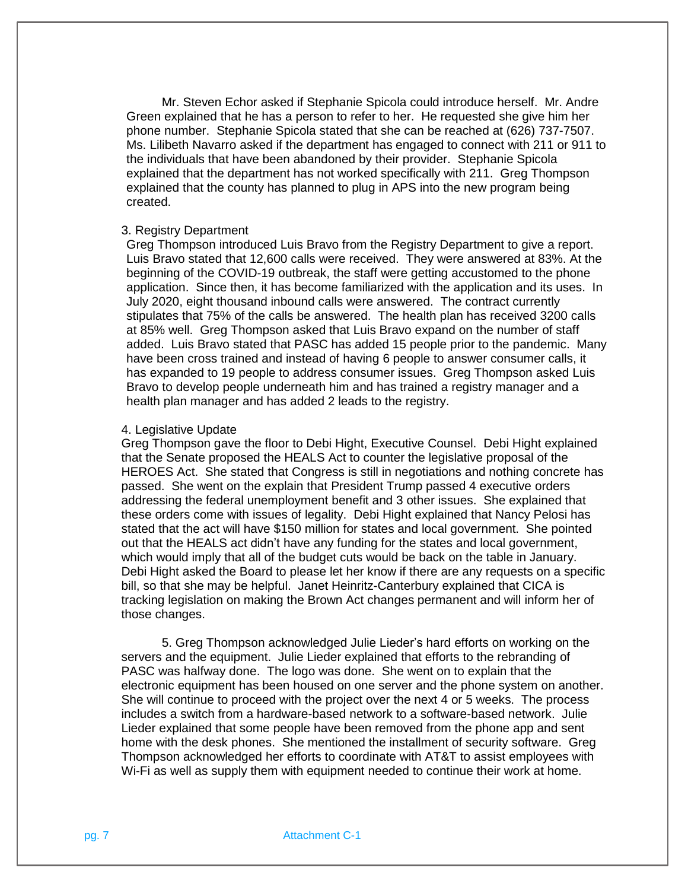Mr. Steven Echor asked if Stephanie Spicola could introduce herself. Mr. Andre Green explained that he has a person to refer to her. He requested she give him her phone number. Stephanie Spicola stated that she can be reached at (626) 737-7507. Ms. Lilibeth Navarro asked if the department has engaged to connect with 211 or 911 to the individuals that have been abandoned by their provider. Stephanie Spicola explained that the department has not worked specifically with 211. Greg Thompson explained that the county has planned to plug in APS into the new program being created.

3. Registry Department

Greg Thompson introduced Luis Bravo from the Registry Department to give a report. Luis Bravo stated that 12,600 calls were received. They were answered at 83%. At the beginning of the COVID-19 outbreak, the staff were getting accustomed to the phone application. Since then, it has become familiarized with the application and its uses. In July 2020, eight thousand inbound calls were answered. The contract currently stipulates that 75% of the calls be answered. The health plan has received 3200 calls at 85% well. Greg Thompson asked that Luis Bravo expand on the number of staff added. Luis Bravo stated that PASC has added 15 people prior to the pandemic. Many have been cross trained and instead of having 6 people to answer consumer calls, it has expanded to 19 people to address consumer issues. Greg Thompson asked Luis Bravo to develop people underneath him and has trained a registry manager and a health plan manager and has added 2 leads to the registry.

4. Legislative Update

Greg Thompson gave the floor to Debi Hight, Executive Counsel. Debi Hight explained that the Senate proposed the HEALS Act to counter the legislative proposal of the HEROES Act. She stated that Congress is still in negotiations and nothing concrete has passed. She went on the explain that President Trump passed 4 executive orders addressing the federal unemployment benefit and 3 other issues. She explained that these orders come with issues of legality. Debi Hight explained that Nancy Pelosi has stated that the act will have $150 million for states and local government. She pointed out that the HEALS act didn't have any funding for the states and local government, which would imply that all of the budget cuts would be back on the table in January. Debi Hight asked the Board to please let her know if there are any requests on a specific bill, so that she may be helpful. Janet Heinritz-Canterbury explained that CICA is tracking legislation on making the Brown Act changes permanent and will inform her of those changes.

5. Greg Thompson acknowledged Julie Lieder's hard efforts on working on the servers and the equipment. Julie Lieder explained that efforts to the rebranding of PASC was halfway done. The logo was done. She went on to explain that the electronic equipment has been housed on one server and the phone system on another. She will continue to proceed with the project over the next 4 or 5 weeks. The process includes a switch from a hardware-based network to a software-based network. Julie Lieder explained that some people have been removed from the phone app and sent home with the desk phones. She mentioned the installment of security software. Greg Thompson acknowledged her efforts to coordinate with AT&T to assist employees with Wi-Fi as well as supply them with equipment needed to continue their work at home.

Attachment C-1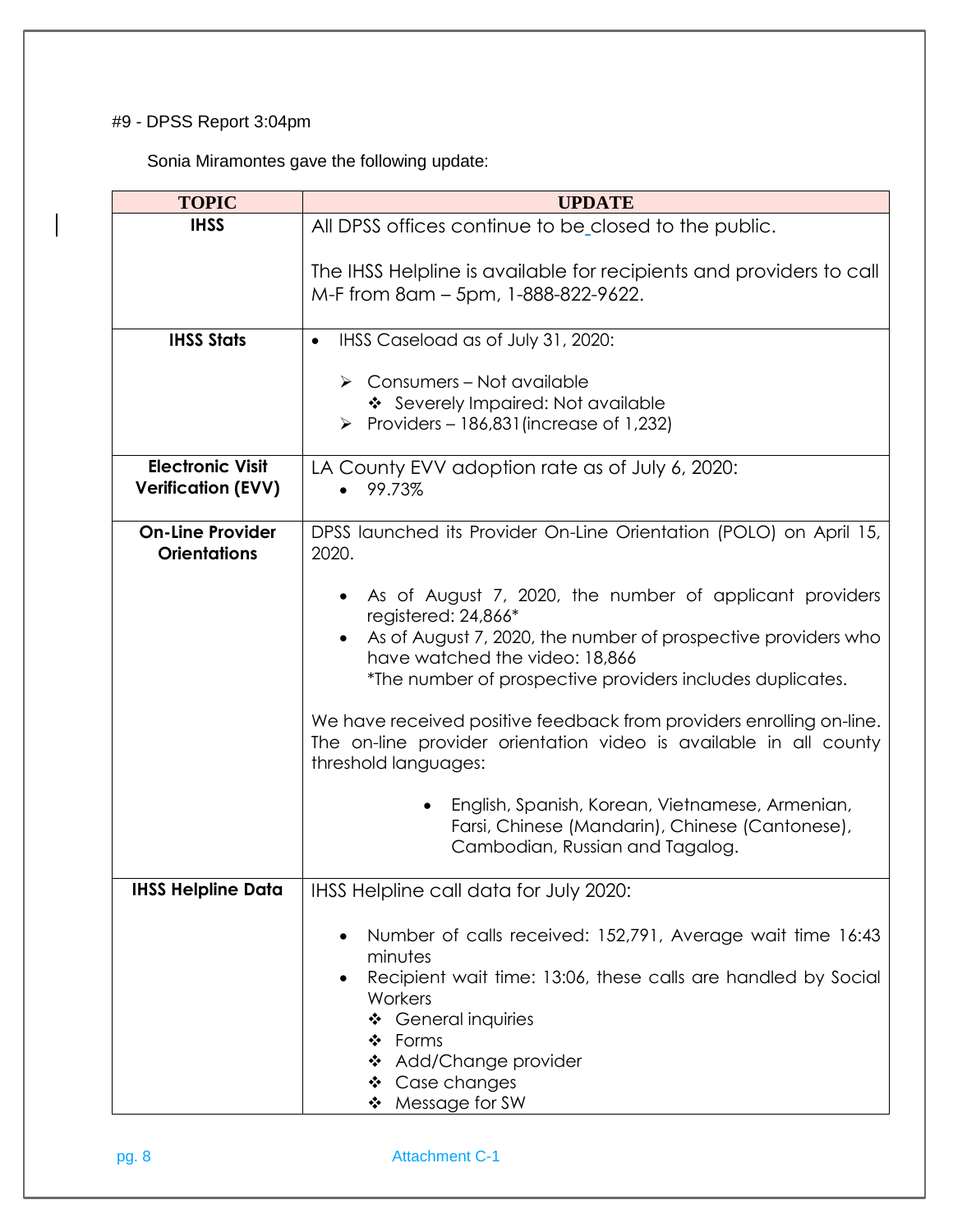#9 - DPSS Report 3:04pm

Sonia Miramontes gave the following update:

| TOPIC | UPDATE |
|---|---|
| **IHSS** | All DPSS offices continue to be closed to the public.<br><br>The IHSS Helpline is available for recipients and providers to call M-F from 8am – 5pm, 1-888-822-9622. |
| **IHSS Stats** | • IHSS Caseload as of July 31, 2020:<br>➢ Consumers – Not available<br>❖ Severely Impaired: Not available<br>➢ Providers – 186,831(increase of 1,232) |
| **Electronic Visit Verification (EVV)** | LA County EVV adoption rate as of July 6, 2020:<br>• 99.73% |
| **On-Line Provider Orientations** | DPSS launched its Provider On-Line Orientation (POLO) on April 15, 2020.<br><br>• As of August 7, 2020, the number of applicant providers registered: 24,866*<br>• As of August 7, 2020, the number of prospective providers who have watched the video: 18,866<br>*The number of prospective providers includes duplicates.<br><br>We have received positive feedback from providers enrolling on-line. The on-line provider orientation video is available in all county threshold languages:<br><br>• English, Spanish, Korean, Vietnamese, Armenian, Farsi, Chinese (Mandarin), Chinese (Cantonese), Cambodian, Russian and Tagalog. |
| **IHSS Helpline Data** | IHSS Helpline call data for July 2020:<br><br>• Number of calls received: 152,791, Average wait time 16:43 minutes<br>• Recipient wait time: 13:06, these calls are handled by Social Workers<br>❖ General inquiries<br>❖ Forms<br>❖ Add/Change provider<br>❖ Case changes<br>❖ Message for SW |

Attachment C-1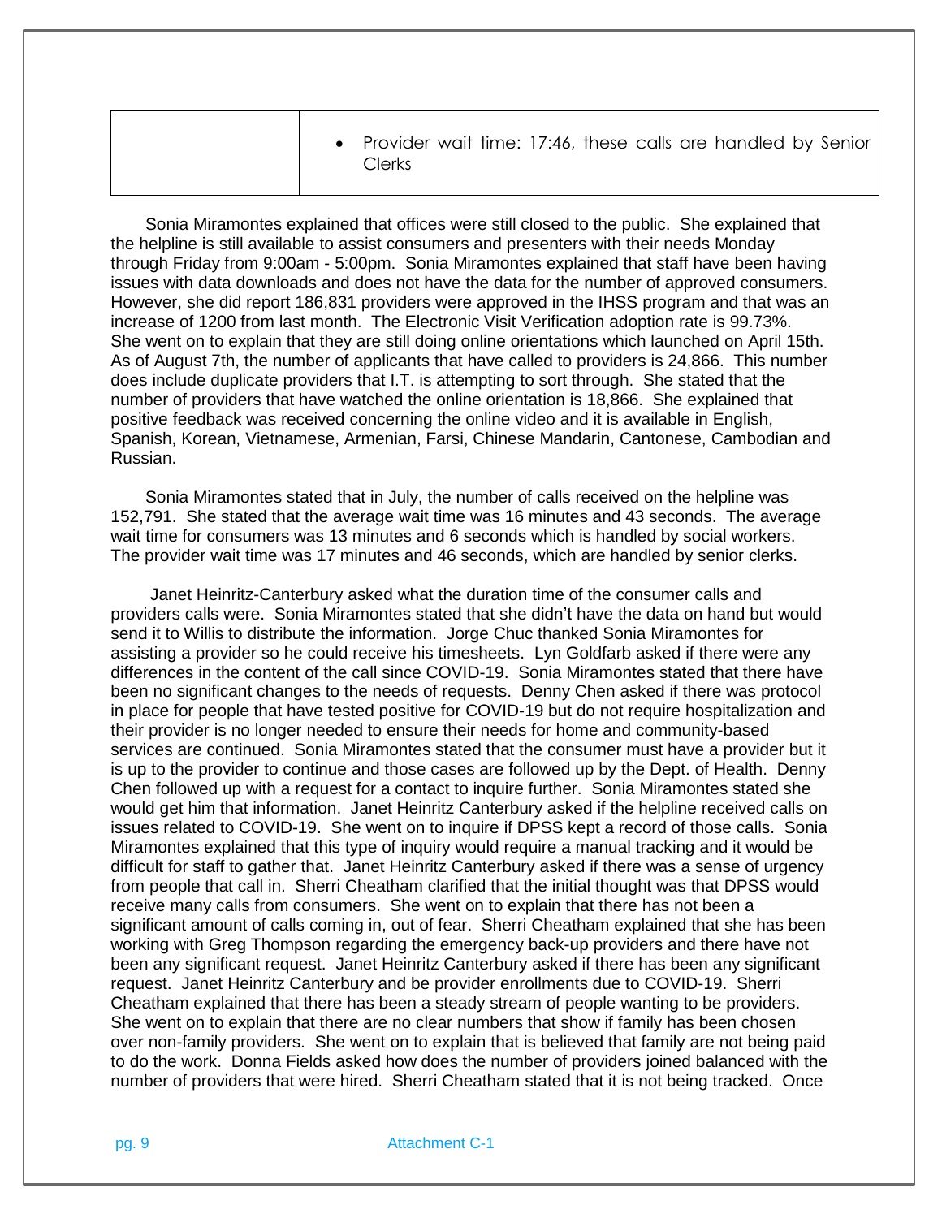| | • Provider wait time: 17:46, these calls are handled by Senior Clerks |
|---|---|

Sonia Miramontes explained that offices were still closed to the public. She explained that the helpline is still available to assist consumers and presenters with their needs Monday through Friday from 9:00am - 5:00pm. Sonia Miramontes explained that staff have been having issues with data downloads and does not have the data for the number of approved consumers. However, she did report 186,831 providers were approved in the IHSS program and that was an increase of 1200 from last month. The Electronic Visit Verification adoption rate is 99.73%. She went on to explain that they are still doing online orientations which launched on April 15th. As of August 7th, the number of applicants that have called to providers is 24,866. This number does include duplicate providers that I.T. is attempting to sort through. She stated that the number of providers that have watched the online orientation is 18,866. She explained that positive feedback was received concerning the online video and it is available in English, Spanish, Korean, Vietnamese, Armenian, Farsi, Chinese Mandarin, Cantonese, Cambodian and Russian.

Sonia Miramontes stated that in July, the number of calls received on the helpline was 152,791. She stated that the average wait time was 16 minutes and 43 seconds. The average wait time for consumers was 13 minutes and 6 seconds which is handled by social workers. The provider wait time was 17 minutes and 46 seconds, which are handled by senior clerks.

Janet Heinritz-Canterbury asked what the duration time of the consumer calls and providers calls were. Sonia Miramontes stated that she didn't have the data on hand but would send it to Willis to distribute the information. Jorge Chuc thanked Sonia Miramontes for assisting a provider so he could receive his timesheets. Lyn Goldfarb asked if there were any differences in the content of the call since COVID-19. Sonia Miramontes stated that there have been no significant changes to the needs of requests. Denny Chen asked if there was protocol in place for people that have tested positive for COVID-19 but do not require hospitalization and their provider is no longer needed to ensure their needs for home and community-based services are continued. Sonia Miramontes stated that the consumer must have a provider but it is up to the provider to continue and those cases are followed up by the Dept. of Health. Denny Chen followed up with a request for a contact to inquire further. Sonia Miramontes stated she would get him that information. Janet Heinritz Canterbury asked if the helpline received calls on issues related to COVID-19. She went on to inquire if DPSS kept a record of those calls. Sonia Miramontes explained that this type of inquiry would require a manual tracking and it would be difficult for staff to gather that. Janet Heinritz Canterbury asked if there was a sense of urgency from people that call in. Sherri Cheatham clarified that the initial thought was that DPSS would receive many calls from consumers. She went on to explain that there has not been a significant amount of calls coming in, out of fear. Sherri Cheatham explained that she has been working with Greg Thompson regarding the emergency back-up providers and there have not been any significant request. Janet Heinritz Canterbury asked if there has been any significant request. Janet Heinritz Canterbury and be provider enrollments due to COVID-19. Sherri Cheatham explained that there has been a steady stream of people wanting to be providers. She went on to explain that there are no clear numbers that show if family has been chosen over non-family providers. She went on to explain that is believed that family are not being paid to do the work. Donna Fields asked how does the number of providers joined balanced with the number of providers that were hired. Sherri Cheatham stated that it is not being tracked. Once

Attachment C-1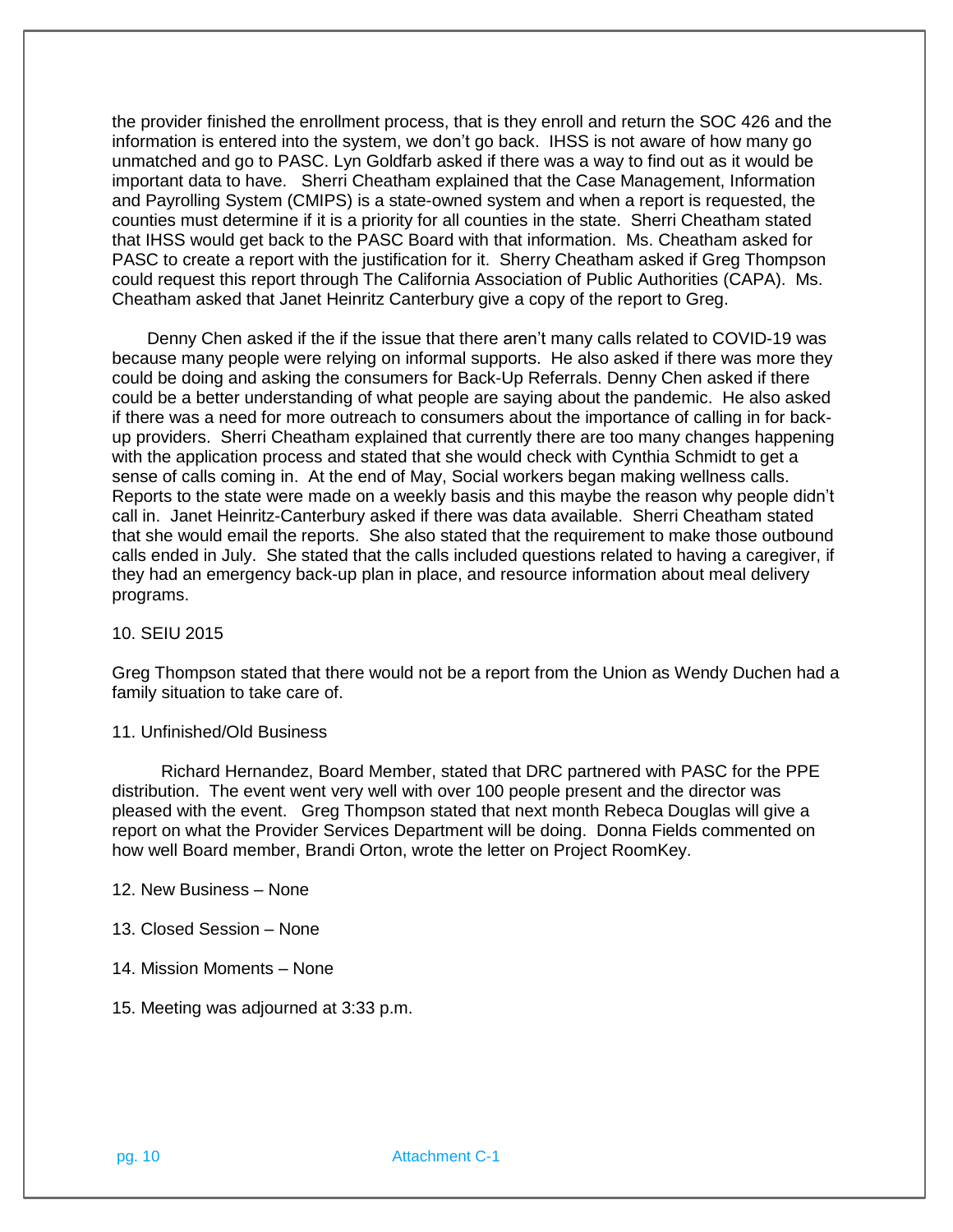the provider finished the enrollment process, that is they enroll and return the SOC 426 and the information is entered into the system, we don't go back. IHSS is not aware of how many go unmatched and go to PASC. Lyn Goldfarb asked if there was a way to find out as it would be important data to have. Sherri Cheatham explained that the Case Management, Information and Payrolling System (CMIPS) is a state-owned system and when a report is requested, the counties must determine if it is a priority for all counties in the state. Sherri Cheatham stated that IHSS would get back to the PASC Board with that information. Ms. Cheatham asked for PASC to create a report with the justification for it. Sherry Cheatham asked if Greg Thompson could request this report through The California Association of Public Authorities (CAPA). Ms. Cheatham asked that Janet Heinritz Canterbury give a copy of the report to Greg.

Denny Chen asked if the if the issue that there aren't many calls related to COVID-19 was because many people were relying on informal supports. He also asked if there was more they could be doing and asking the consumers for Back-Up Referrals. Denny Chen asked if there could be a better understanding of what people are saying about the pandemic. He also asked if there was a need for more outreach to consumers about the importance of calling in for back-up providers. Sherri Cheatham explained that currently there are too many changes happening with the application process and stated that she would check with Cynthia Schmidt to get a sense of calls coming in. At the end of May, Social workers began making wellness calls. Reports to the state were made on a weekly basis and this maybe the reason why people didn't call in. Janet Heinritz-Canterbury asked if there was data available. Sherri Cheatham stated that she would email the reports. She also stated that the requirement to make those outbound calls ended in July. She stated that the calls included questions related to having a caregiver, if they had an emergency back-up plan in place, and resource information about meal delivery programs.

10. SEIU 2015

Greg Thompson stated that there would not be a report from the Union as Wendy Duchen had a family situation to take care of.

11. Unfinished/Old Business

Richard Hernandez, Board Member, stated that DRC partnered with PASC for the PPE distribution. The event went very well with over 100 people present and the director was pleased with the event. Greg Thompson stated that next month Rebeca Douglas will give a report on what the Provider Services Department will be doing. Donna Fields commented on how well Board member, Brandi Orton, wrote the letter on Project RoomKey.

12. New Business – None

13. Closed Session – None

14. Mission Moments – None

15. Meeting was adjourned at 3:33 p.m.

Attachment C-1